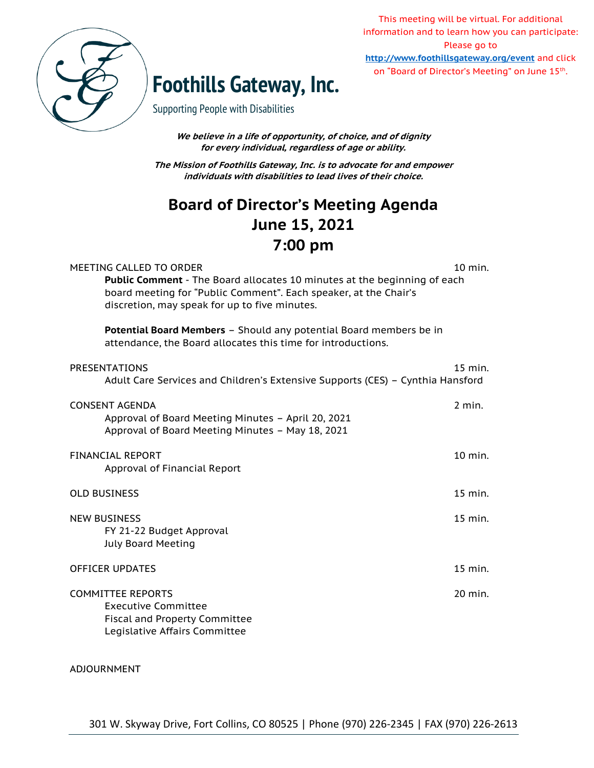This meeting will be virtual. For additional information and to learn how you can participate: Please go to [http://www.foothillsgateway.org/event](http://www.foothillsgateway.org/event) and click on "Board of Director's Meeting" on June 15th.

# Foothills Gateway, Inc.

Supporting People with Disabilities

***We believe in a life of opportunity, of choice, and of dignity for every individual, regardless of age or ability.***

***The Mission of Foothills Gateway, Inc. is to advocate for and empower individuals with disabilities to lead lives of their choice.***

## Board of Director's Meeting Agenda
## June 15, 2021
## 7:00 pm

MEETING CALLED TO ORDER — 10 min.

**Public Comment** - The Board allocates 10 minutes at the beginning of each board meeting for "Public Comment". Each speaker, at the Chair's discretion, may speak for up to five minutes.

**Potential Board Members** – Should any potential Board members be in attendance, the Board allocates this time for introductions.

PRESENTATIONS — 15 min.

Adult Care Services and Children's Extensive Supports (CES) – Cynthia Hansford

CONSENT AGENDA — 2 min.

Approval of Board Meeting Minutes – April 20, 2021
Approval of Board Meeting Minutes – May 18, 2021

FINANCIAL REPORT — 10 min.

Approval of Financial Report

OLD BUSINESS — 15 min.

NEW BUSINESS — 15 min.

FY 21-22 Budget Approval
July Board Meeting

OFFICER UPDATES — 15 min.

COMMITTEE REPORTS — 20 min.

Executive Committee
Fiscal and Property Committee
Legislative Affairs Committee

ADJOURNMENT

301 W. Skyway Drive, Fort Collins, CO 80525 | Phone (970) 226-2345 | FAX (970) 226-2613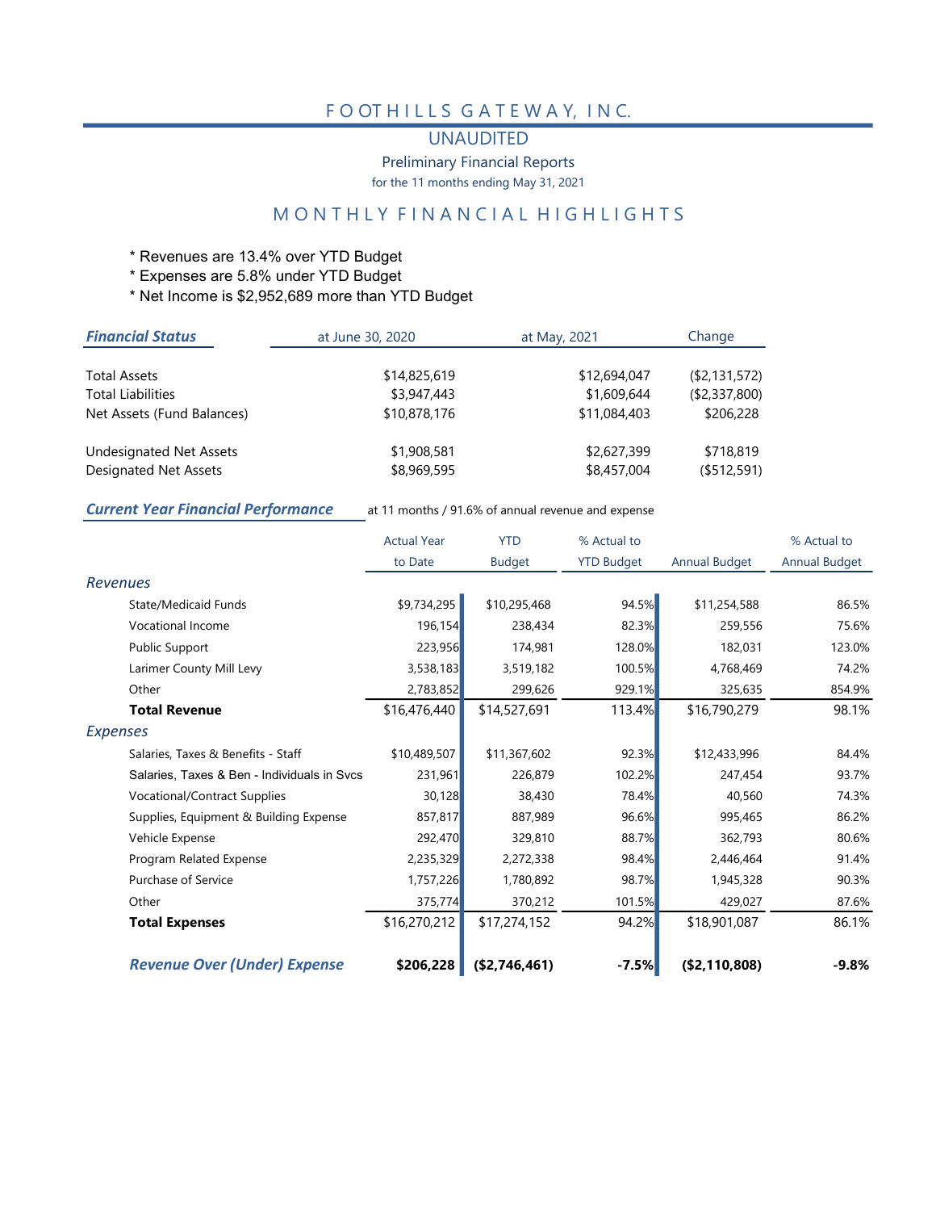# FOOTHILLS GATEWAY, INC.

## UNAUDITED

Preliminary Financial Reports

for the 11 months ending May 31, 2021

## MONTHLY FINANCIAL HIGHLIGHTS

* Revenues are 13.4% over YTD Budget
* Expenses are 5.8% under YTD Budget
* Net Income is $2,952,689 more than YTD Budget

| ***Financial Status*** | at June 30, 2020 | at May, 2021 | Change |
|---|---|---|---|
| Total Assets | $14,825,619 | $12,694,047 | ($2,131,572) |
| Total Liabilities | $3,947,443 | $1,609,644 | ($2,337,800) |
| Net Assets (Fund Balances) | $10,878,176 | $11,084,403 | $206,228 |
| | | | |
| Undesignated Net Assets | $1,908,581 | $2,627,399 | $718,819 |
| Designated Net Assets | $8,969,595 | $8,457,004 | ($512,591) |

***Current Year Financial Performance*** at 11 months / 91.6% of annual revenue and expense

| | Actual Year to Date | YTD Budget | % Actual to YTD Budget | Annual Budget | % Actual to Annual Budget |
|---|---|---|---|---|---|
| *Revenues* | | | | | |
| State/Medicaid Funds | $9,734,295 | $10,295,468 | 94.5% | $11,254,588 | 86.5% |
| Vocational Income | 196,154 | 238,434 | 82.3% | 259,556 | 75.6% |
| Public Support | 223,956 | 174,981 | 128.0% | 182,031 | 123.0% |
| Larimer County Mill Levy | 3,538,183 | 3,519,182 | 100.5% | 4,768,469 | 74.2% |
| Other | 2,783,852 | 299,626 | 929.1% | 325,635 | 854.9% |
| **Total Revenue** | $16,476,440 | $14,527,691 | 113.4% | $16,790,279 | 98.1% |
| *Expenses* | | | | | |
| Salaries, Taxes & Benefits - Staff | $10,489,507 | $11,367,602 | 92.3% | $12,433,996 | 84.4% |
| Salaries, Taxes & Ben - Individuals in Svcs | 231,961 | 226,879 | 102.2% | 247,454 | 93.7% |
| Vocational/Contract Supplies | 30,128 | 38,430 | 78.4% | 40,560 | 74.3% |
| Supplies, Equipment & Building Expense | 857,817 | 887,989 | 96.6% | 995,465 | 86.2% |
| Vehicle Expense | 292,470 | 329,810 | 88.7% | 362,793 | 80.6% |
| Program Related Expense | 2,235,329 | 2,272,338 | 98.4% | 2,446,464 | 91.4% |
| Purchase of Service | 1,757,226 | 1,780,892 | 98.7% | 1,945,328 | 90.3% |
| Other | 375,774 | 370,212 | 101.5% | 429,027 | 87.6% |
| **Total Expenses** | $16,270,212 | $17,274,152 | 94.2% | $18,901,087 | 86.1% |
| | | | | | |
| ***Revenue Over (Under) Expense*** | **$206,228** | **($2,746,461)** | **-7.5%** | **($2,110,808)** | **-9.8%** |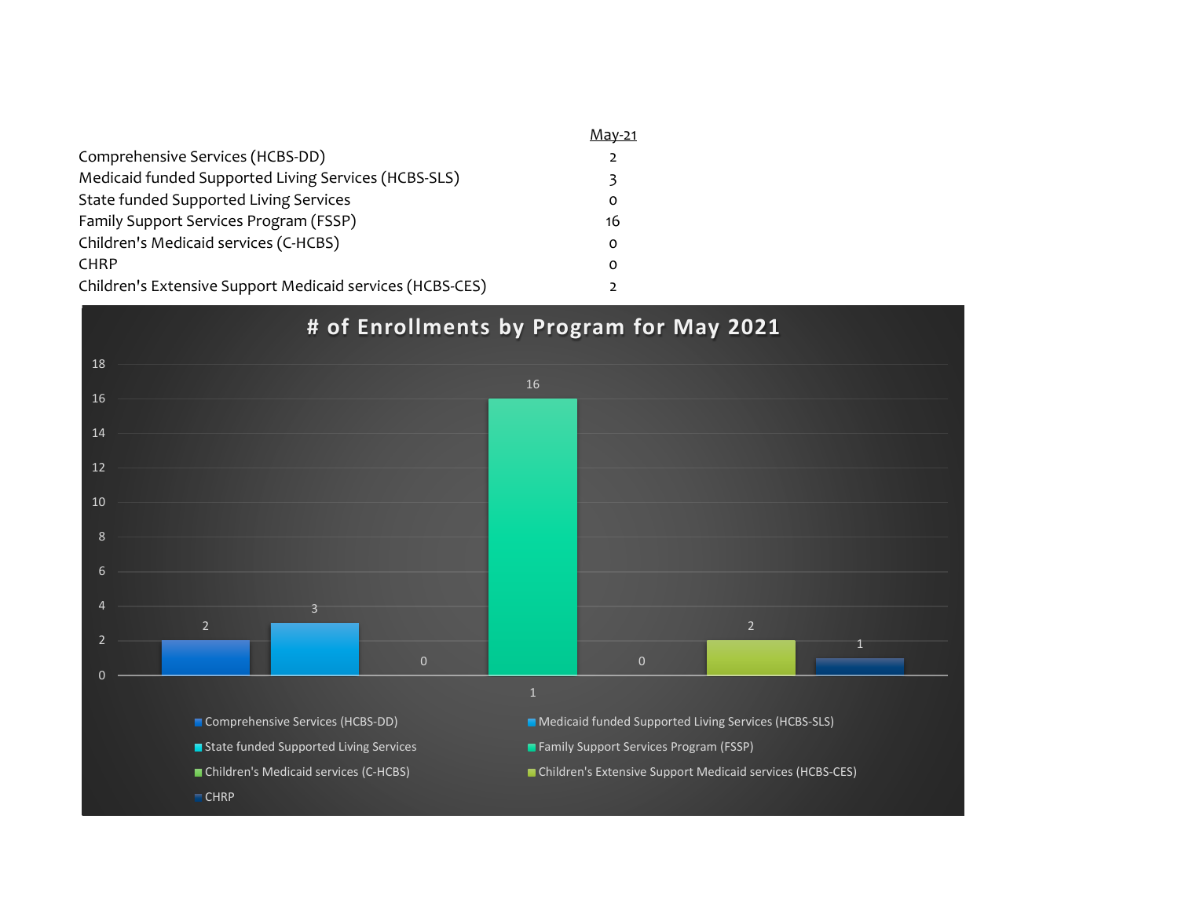| | May-21 |
|---|---|
| Comprehensive Services (HCBS-DD) | 2 |
| Medicaid funded Supported Living Services (HCBS-SLS) | 3 |
| State funded Supported Living Services | 0 |
| Family Support Services Program (FSSP) | 16 |
| Children's Medicaid services (C-HCBS) | 0 |
| CHRP | 0 |
| Children's Extensive Support Medicaid services (HCBS-CES) | 2 |

# # of Enrollments by Program for May 2021

| Program | Value |
|---|---|
| Comprehensive Services (HCBS-DD) | 2 |
| Medicaid funded Supported Living Services (HCBS-SLS) | 3 |
| State funded Supported Living Services | 0 |
| Family Support Services Program (FSSP) | 16 |
| Children's Medicaid services (C-HCBS) | 0 |
| Children's Extensive Support Medicaid services (HCBS-CES) | 2 |
| CHRP | 1 |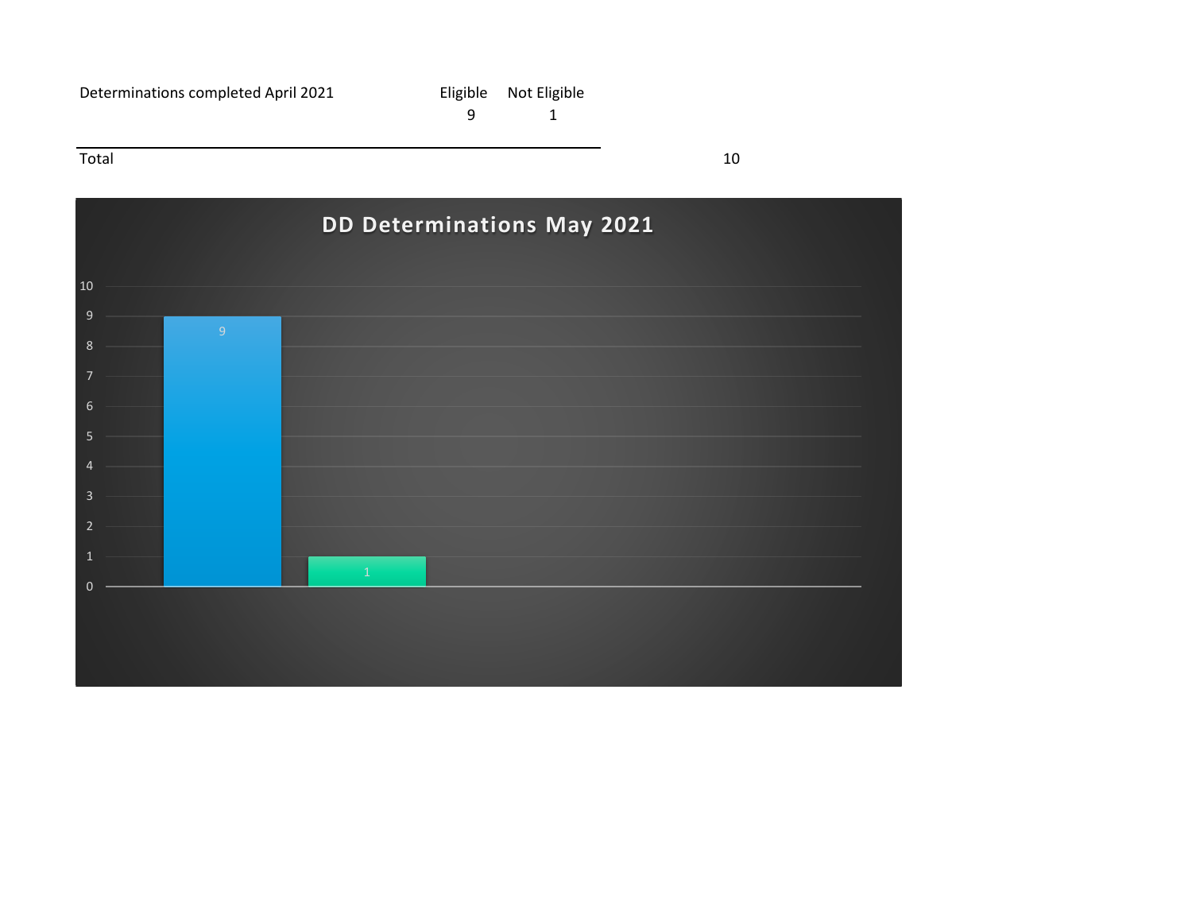| Determinations completed April 2021 | Eligible | Not Eligible | |
|---|---|---|---|
| | 9 | 1 | |
| Total | | | 10 |

**DD Determinations May 2021**

| Category | Value |
|---|---|
| Eligible | 9 |
| Not Eligible | 1 |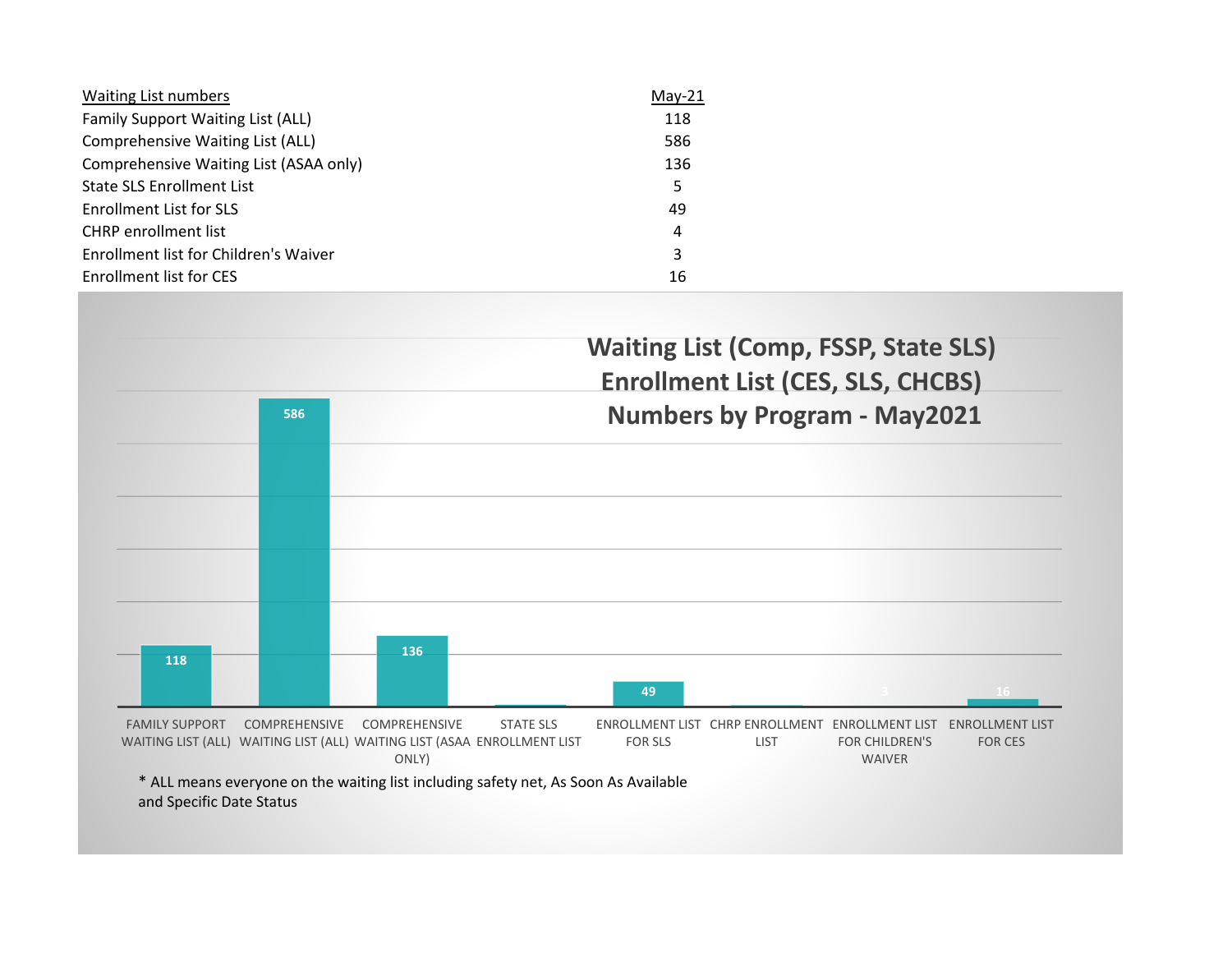| Waiting List numbers | May-21 |
|---|---|
| Family Support Waiting List (ALL) | 118 |
| Comprehensive Waiting List (ALL) | 586 |
| Comprehensive Waiting List (ASAA only) | 136 |
| State SLS Enrollment List | 5 |
| Enrollment List for SLS | 49 |
| CHRP enrollment list | 4 |
| Enrollment list for Children's Waiver | 3 |
| Enrollment list for CES | 16 |

Waiting List (Comp, FSSP, State SLS)
Enrollment List (CES, SLS, CHCBS)
Numbers by Program - May2021

118
586
136
49
3
16

FAMILY SUPPORT WAITING LIST (ALL)
COMPREHENSIVE WAITING LIST (ALL)
COMPREHENSIVE WAITING LIST (ASAA ONLY)
STATE SLS ENROLLMENT LIST
ENROLLMENT LIST FOR SLS
CHRP ENROLLMENT LIST
ENROLLMENT LIST FOR CHILDREN'S WAIVER
ENROLLMENT LIST FOR CES

* ALL means everyone on the waiting list including safety net, As Soon As Available and Specific Date Status